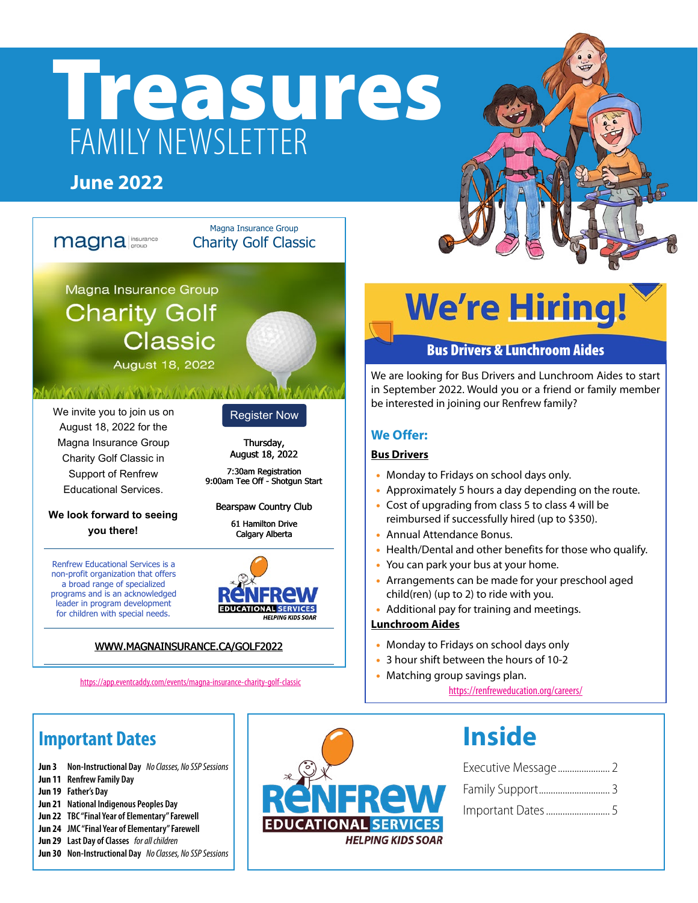# Treasures

FAMILY NEWSLETTER

**June 2022**

magna insurance group

Magna Insurance Group
Charity Golf Classic

Magna Insurance Group
Charity Golf Classic
August 18, 2022

We invite you to join us on August 18, 2022 for the Magna Insurance Group Charity Golf Classic in Support of Renfrew Educational Services.

**We look forward to seeing you there!**

Register Now

Thursday,
August 18, 2022

7:30am Registration
9:00am Tee Off - Shotgun Start

Bearspaw Country Club

61 Hamilton Drive
Calgary Alberta

Renfrew Educational Services is a non-profit organization that offers a broad range of specialized programs and is an acknowledged leader in program development for children with special needs.

RENFREW EDUCATIONAL SERVICES
HELPING KIDS SOAR

WWW.MAGNAINSURANCE.CA/GOLF2022

https://app.eventcaddy.com/events/magna-insurance-charity-golf-classic

## We're Hiring!

### Bus Drivers & Lunchroom Aides

We are looking for Bus Drivers and Lunchroom Aides to start in September 2022. Would you or a friend or family member be interested in joining our Renfrew family?

### We Offer:

**Bus Drivers**

- Monday to Fridays on school days only.
- Approximately 5 hours a day depending on the route.
- Cost of upgrading from class 5 to class 4 will be reimbursed if successfully hired (up to $350).
- Annual Attendance Bonus.
- Health/Dental and other benefits for those who qualify.
- You can park your bus at your home.
- Arrangements can be made for your preschool aged child(ren) (up to 2) to ride with you.
- Additional pay for training and meetings.

**Lunchroom Aides**

- Monday to Fridays on school days only
- 3 hour shift between the hours of 10-2
- Matching group savings plan.

https://renfreweducation.org/careers/

## Important Dates

- **Jun 3** Non-Instructional Day *No Classes, No SSP Sessions*
- **Jun 11** Renfrew Family Day
- **Jun 19** Father's Day
- **Jun 21** National Indigenous Peoples Day
- **Jun 22** TBC "Final Year of Elementary" Farewell
- **Jun 24** JMC "Final Year of Elementary" Farewell
- **Jun 29** Last Day of Classes *for all children*
- **Jun 30** Non-Instructional Day *No Classes, No SSP Sessions*

RENFREW EDUCATIONAL SERVICES
HELPING KIDS SOAR

## Inside

Executive Message .................... 2
Family Support .......................... 3
Important Dates ......................... 5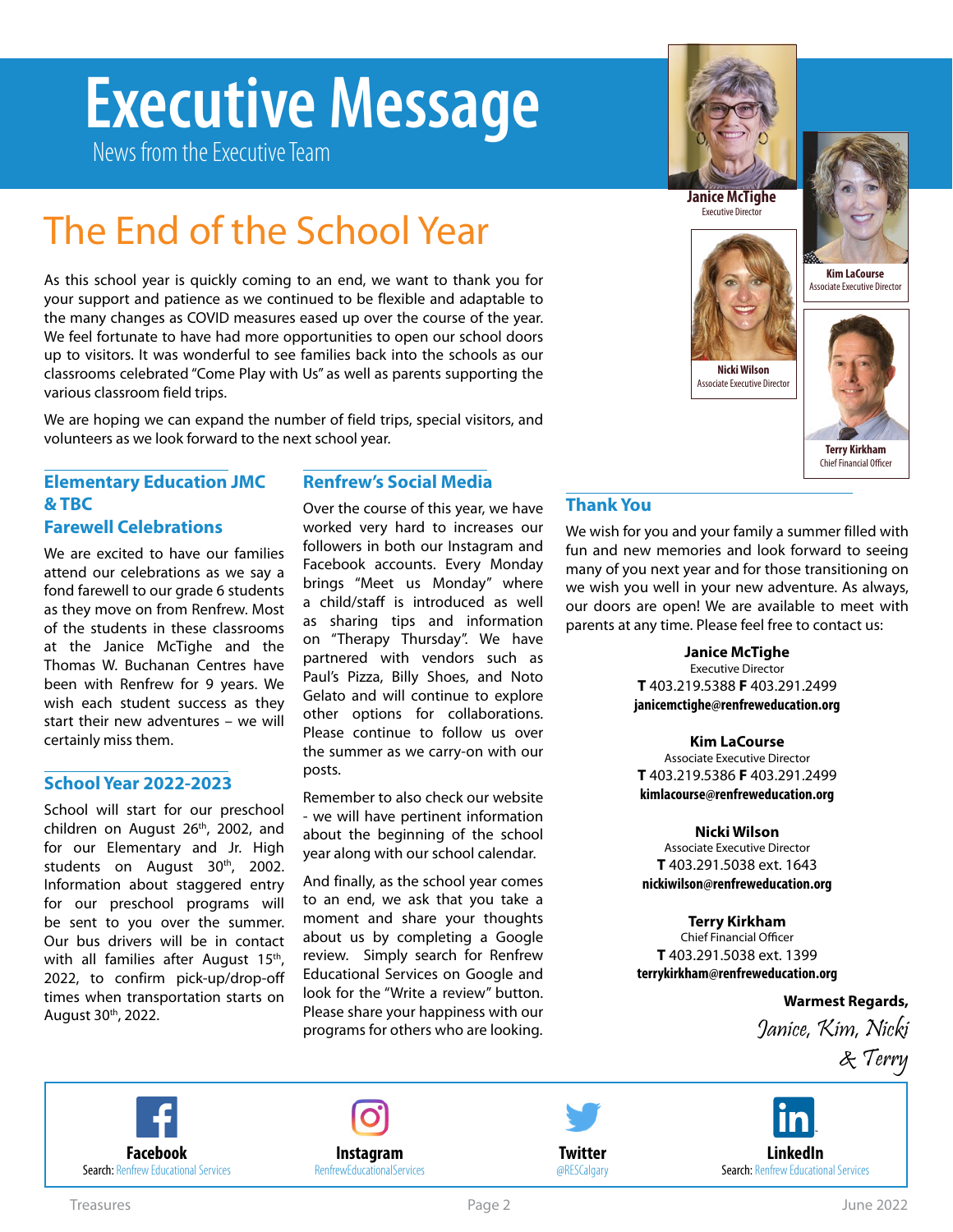# Executive Message

News from the Executive Team

**Janice McTighe**
Executive Director

**Kim LaCourse**
Associate Executive Director

**Nicki Wilson**
Associate Executive Director

**Terry Kirkham**
Chief Financial Officer

## The End of the School Year

As this school year is quickly coming to an end, we want to thank you for your support and patience as we continued to be flexible and adaptable to the many changes as COVID measures eased up over the course of the year. We feel fortunate to have had more opportunities to open our school doors up to visitors. It was wonderful to see families back into the schools as our classrooms celebrated "Come Play with Us" as well as parents supporting the various classroom field trips.

We are hoping we can expand the number of field trips, special visitors, and volunteers as we look forward to the next school year.

### Elementary Education JMC & TBC Farewell Celebrations

We are excited to have our families attend our celebrations as we say a fond farewell to our grade 6 students as they move on from Renfrew. Most of the students in these classrooms at the Janice McTighe and the Thomas W. Buchanan Centres have been with Renfrew for 9 years. We wish each student success as they start their new adventures – we will certainly miss them.

### School Year 2022-2023

School will start for our preschool children on August 26th, 2002, and for our Elementary and Jr. High students on August 30th, 2002. Information about staggered entry for our preschool programs will be sent to you over the summer. Our bus drivers will be in contact with all families after August 15th, 2022, to confirm pick-up/drop-off times when transportation starts on August 30th, 2022.

### Renfrew's Social Media

Over the course of this year, we have worked very hard to increases our followers in both our Instagram and Facebook accounts. Every Monday brings "Meet us Monday" where a child/staff is introduced as well as sharing tips and information on "Therapy Thursday". We have partnered with vendors such as Paul's Pizza, Billy Shoes, and Noto Gelato and will continue to explore other options for collaborations. Please continue to follow us over the summer as we carry-on with our posts.

Remember to also check our website - we will have pertinent information about the beginning of the school year along with our school calendar.

And finally, as the school year comes to an end, we ask that you take a moment and share your thoughts about us by completing a Google review. Simply search for Renfrew Educational Services on Google and look for the "Write a review" button. Please share your happiness with our programs for others who are looking.

### Thank You

We wish for you and your family a summer filled with fun and new memories and look forward to seeing many of you next year and for those transitioning on we wish you well in your new adventure. As always, our doors are open! We are available to meet with parents at any time. Please feel free to contact us:

**Janice McTighe**
Executive Director
**T** 403.219.5388 **F** 403.291.2499
janicemctighe@renfreweducation.org

**Kim LaCourse**
Associate Executive Director
**T** 403.219.5386 **F** 403.291.2499
kimlacourse@renfreweducation.org

**Nicki Wilson**
Associate Executive Director
**T** 403.291.5038 ext. 1643
nickiwilson@renfreweducation.org

**Terry Kirkham**
Chief Financial Officer
**T** 403.291.5038 ext. 1399
terrykirkham@renfreweducation.org

**Warmest Regards,**
*Janice, Kim, Nicki & Terry*

**Facebook** Search: Renfrew Educational Services

**Instagram** RenfrewEducationalServices

**Twitter** @RESCalgary

**LinkedIn** Search: Renfrew Educational Services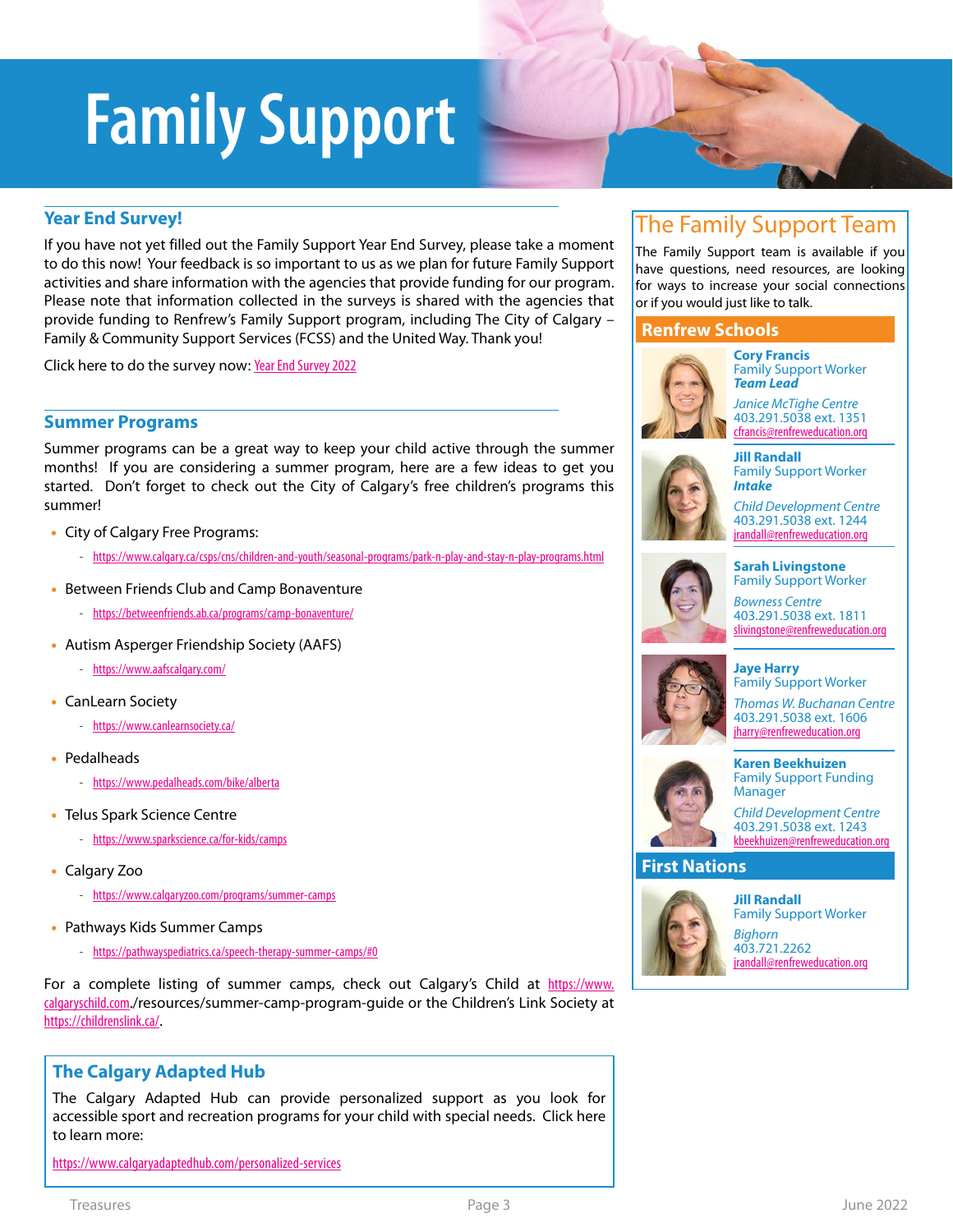# Family Support

## Year End Survey!

If you have not yet filled out the Family Support Year End Survey, please take a moment to do this now! Your feedback is so important to us as we plan for future Family Support activities and share information with the agencies that provide funding for our program. Please note that information collected in the surveys is shared with the agencies that provide funding to Renfrew's Family Support program, including The City of Calgary – Family & Community Support Services (FCSS) and the United Way. Thank you!

Click here to do the survey now: Year End Survey 2022

## Summer Programs

Summer programs can be a great way to keep your child active through the summer months! If you are considering a summer program, here are a few ideas to get you started. Don't forget to check out the City of Calgary's free children's programs this summer!

- City of Calgary Free Programs:
  - https://www.calgary.ca/csps/cns/children-and-youth/seasonal-programs/park-n-play-and-stay-n-play-programs.html
- Between Friends Club and Camp Bonaventure
  - https://betweenfriends.ab.ca/programs/camp-bonaventure/
- Autism Asperger Friendship Society (AAFS)
  - https://www.aafscalgary.com/
- CanLearn Society
  - https://www.canlearnsociety.ca/
- Pedalheads
  - https://www.pedalheads.com/bike/alberta
- Telus Spark Science Centre
  - https://www.sparkscience.ca/for-kids/camps
- Calgary Zoo
  - https://www.calgaryzoo.com/programs/summer-camps
- Pathways Kids Summer Camps
  - https://pathwayspediatrics.ca/speech-therapy-summer-camps/#0

For a complete listing of summer camps, check out Calgary's Child at https://www.calgaryschild.com./resources/summer-camp-program-guide or the Children's Link Society at https://childrenslink.ca/.

## The Calgary Adapted Hub

The Calgary Adapted Hub can provide personalized support as you look for accessible sport and recreation programs for your child with special needs. Click here to learn more:

https://www.calgaryadaptedhub.com/personalized-services

## The Family Support Team

The Family Support team is available if you have questions, need resources, are looking for ways to increase your social connections or if you would just like to talk.

### Renfrew Schools

**Cory Francis**
Family Support Worker
***Team Lead***
*Janice McTighe Centre*
403.291.5038 ext. 1351
cfrancis@renfreweducation.org

**Jill Randall**
Family Support Worker
***Intake***
*Child Development Centre*
403.291.5038 ext. 1244
jrandall@renfreweducation.org

**Sarah Livingstone**
Family Support Worker
*Bowness Centre*
403.291.5038 ext. 1811
slivingstone@renfreweducation.org

**Jaye Harry**
Family Support Worker
*Thomas W. Buchanan Centre*
403.291.5038 ext. 1606
jharry@renfreweducation.org

**Karen Beekhuizen**
Family Support Funding Manager
*Child Development Centre*
403.291.5038 ext. 1243
kbeekhuizen@renfreweducation.org

### First Nations

**Jill Randall**
Family Support Worker
*Bighorn*
403.721.2262
jrandall@renfreweducation.org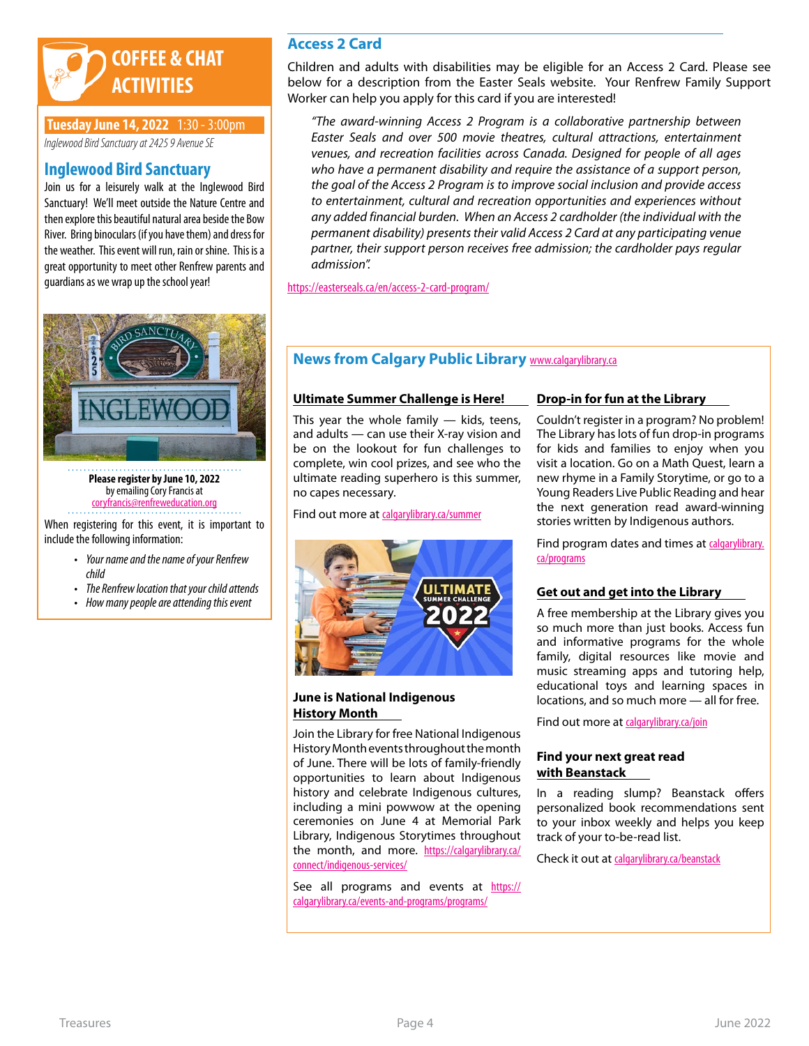## COFFEE & CHAT ACTIVITIES

**Tuesday June 14, 2022** 1:30 - 3:00pm

*Inglewood Bird Sanctuary at 2425 9 Avenue SE*

### Inglewood Bird Sanctuary

Join us for a leisurely walk at the Inglewood Bird Sanctuary! We'll meet outside the Nature Centre and then explore this beautiful natural area beside the Bow River. Bring binoculars (if you have them) and dress for the weather. This event will run, rain or shine. This is a great opportunity to meet other Renfrew parents and guardians as we wrap up the school year!

**Please register by June 10, 2022**
by emailing Cory Francis at
coryfrancis@renfreweducation.org

When registering for this event, it is important to include the following information:

- *Your name and the name of your Renfrew child*
- *The Renfrew location that your child attends*
- *How many people are attending this event*

## Access 2 Card

Children and adults with disabilities may be eligible for an Access 2 Card. Please see below for a description from the Easter Seals website. Your Renfrew Family Support Worker can help you apply for this card if you are interested!

> *"The award-winning Access 2 Program is a collaborative partnership between Easter Seals and over 500 movie theatres, cultural attractions, entertainment venues, and recreation facilities across Canada. Designed for people of all ages who have a permanent disability and require the assistance of a support person, the goal of the Access 2 Program is to improve social inclusion and provide access to entertainment, cultural and recreation opportunities and experiences without any added financial burden. When an Access 2 cardholder (the individual with the permanent disability) presents their valid Access 2 Card at any participating venue partner, their support person receives free admission; the cardholder pays regular admission".*

https://easterseals.ca/en/access-2-card-program/

## News from Calgary Public Library www.calgarylibrary.ca

### Ultimate Summer Challenge is Here!

This year the whole family — kids, teens, and adults — can use their X-ray vision and be on the lookout for fun challenges to complete, win cool prizes, and see who the ultimate reading superhero is this summer, no capes necessary.

Find out more at calgarylibrary.ca/summer

### June is National Indigenous History Month

Join the Library for free National Indigenous History Month events throughout the month of June. There will be lots of family-friendly opportunities to learn about Indigenous history and celebrate Indigenous cultures, including a mini powwow at the opening ceremonies on June 4 at Memorial Park Library, Indigenous Storytimes throughout the month, and more. https://calgarylibrary.ca/connect/indigenous-services/

See all programs and events at https://calgarylibrary.ca/events-and-programs/programs/

### Drop-in for fun at the Library

Couldn't register in a program? No problem! The Library has lots of fun drop-in programs for kids and families to enjoy when you visit a location. Go on a Math Quest, learn a new rhyme in a Family Storytime, or go to a Young Readers Live Public Reading and hear the next generation read award-winning stories written by Indigenous authors.

Find program dates and times at calgarylibrary.ca/programs

### Get out and get into the Library

A free membership at the Library gives you so much more than just books. Access fun and informative programs for the whole family, digital resources like movie and music streaming apps and tutoring help, educational toys and learning spaces in locations, and so much more — all for free.

Find out more at calgarylibrary.ca/join

### Find your next great read with Beanstack

In a reading slump? Beanstack offers personalized book recommendations sent to your inbox weekly and helps you keep track of your to-be-read list.

Check it out at calgarylibrary.ca/beanstack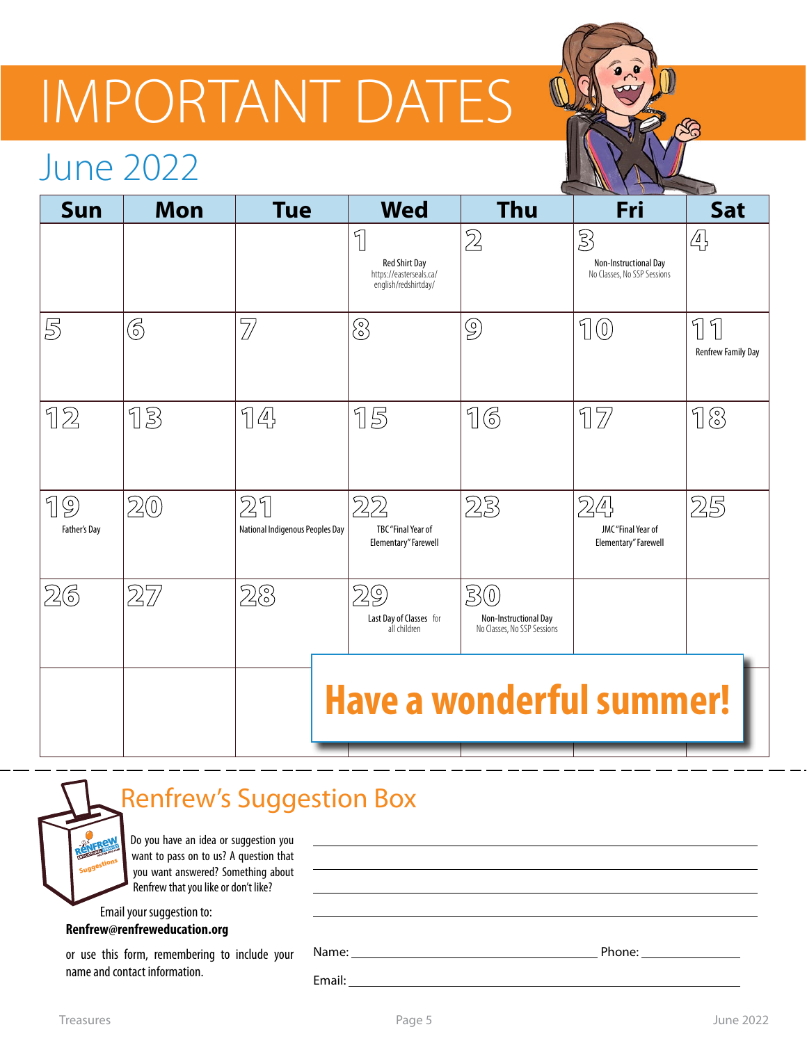# IMPORTANT DATES

## June 2022

| Sun | Mon | Tue | Wed | Thu | Fri | Sat |
|---|---|---|---|---|---|---|
| | | | 1 Red Shirt Day https://easterseals.ca/english/redshirtday/ | 2 | 3 Non-Instructional Day No Classes, No SSP Sessions | 4 |
| 5 | 6 | 7 | 8 | 9 | 10 | 11 Renfrew Family Day |
| 12 | 13 | 14 | 15 | 16 | 17 | 18 |
| 19 Father's Day | 20 | 21 National Indigenous Peoples Day | 22 TBC "Final Year of Elementary" Farewell | 23 | 24 JMC "Final Year of Elementary" Farewell | 25 |
| 26 | 27 | 28 | 29 Last Day of Classes for all children | 30 Non-Instructional Day No Classes, No SSP Sessions | | |

**Have a wonderful summer!**

## Renfrew's Suggestion Box

Do you have an idea or suggestion you want to pass on to us? A question that you want answered? Something about Renfrew that you like or don't like?

Email your suggestion to:
**Renfrew@renfreweducation.org**

or use this form, remembering to include your name and contact information.

\_\_\_\_\_\_\_\_\_\_\_\_\_\_\_\_\_\_\_\_\_\_\_\_\_\_\_\_\_\_\_\_\_\_\_\_\_\_\_\_

\_\_\_\_\_\_\_\_\_\_\_\_\_\_\_\_\_\_\_\_\_\_\_\_\_\_\_\_\_\_\_\_\_\_\_\_\_\_\_\_

\_\_\_\_\_\_\_\_\_\_\_\_\_\_\_\_\_\_\_\_\_\_\_\_\_\_\_\_\_\_\_\_\_\_\_\_\_\_\_\_

\_\_\_\_\_\_\_\_\_\_\_\_\_\_\_\_\_\_\_\_\_\_\_\_\_\_\_\_\_\_\_\_\_\_\_\_\_\_\_\_

Name: \_\_\_\_\_\_\_\_\_\_\_\_\_\_\_\_\_\_\_\_\_\_\_\_\_\_\_\_ Phone: \_\_\_\_\_\_\_\_\_\_\_\_

Email: \_\_\_\_\_\_\_\_\_\_\_\_\_\_\_\_\_\_\_\_\_\_\_\_\_\_\_\_\_\_\_\_\_\_\_\_\_\_